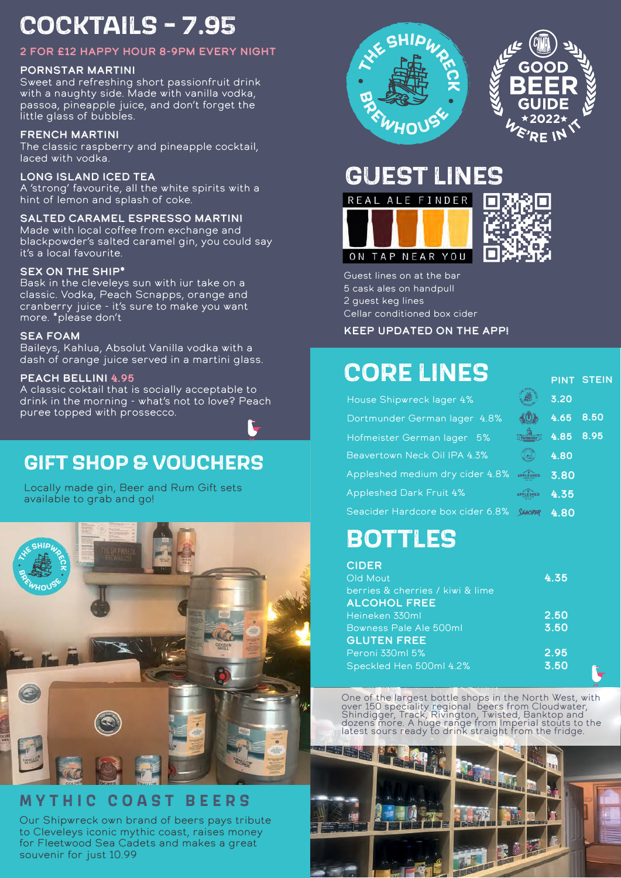# COCKTAILS - 7.95

**2 FOR £12 HAPPY HOUR 8-9PM EVERY NIGHT**

### PORNSTAR MARTINI
Sweet and refreshing short passionfruit drink with a naughty side. Made with vanilla vodka, passoa, pineapple juice, and don't forget the little glass of bubbles.

### FRENCH MARTINI
The classic raspberry and pineapple cocktail, laced with vodka.

### LONG ISLAND ICED TEA
A 'strong' favourite, all the white spirits with a hint of lemon and splash of coke.

### SALTED CARAMEL ESPRESSO MARTINI
Made with local coffee from exchange and blackpowder's salted caramel gin, you could say it's a local favourite.

### SEX ON THE SHIP*
Bask in the cleveleys sun with iur take on a classic. Vodka, Peach Scnapps, orange and cranberry juice - it's sure to make you want more. *please don't

### SEA FOAM
Baileys, Kahlua, Absolut Vanilla vodka with a dash of orange juice served in a martini glass.

### PEACH BELLINI 4.95
A classic coktail that is socially acceptable to drink in the morning - what's not to love? Peach puree topped with prossecco.

# GIFT SHOP & VOUCHERS

Locally made gin, Beer and Rum Gift sets available to grab and go!

## MYTHIC COAST BEERS

Our Shipwreck own brand of beers pays tribute to Cleveleys iconic mythic coast, raises money for Fleetwood Sea Cadets and makes a great souvenir for just 10.99

THE SHIPWRECK BREWHOUSE

CAMRA GOOD BEER GUIDE ★2022★ WE'RE IN IT

# GUEST LINES

REAL ALE FINDER — ON TAP NEAR YOU

Guest lines on at the bar
5 cask ales on handpull
2 guest keg lines
Cellar conditioned box cider

**KEEP UPDATED ON THE APP!**

# CORE LINES

| | PINT | STEIN |
|---|---|---|
| House Shipwreck lager 4% | 3.20 | |
| Dortmunder German lager 4.8% | 4.65 | 8.50 |
| Hofmeister German lager 5% | 4.85 | 8.95 |
| Beavertown Neck Oil IPA 4.3% | 4.80 | |
| Appleshed medium dry cider 4.8% | 3.80 | |
| Appleshed Dark Fruit 4% | 4.35 | |
| Seacider Hardcore box cider 6.8% | 4.80 | |

# BOTTLES

**CIDER**

| | |
|---|---|
| Old Mout<br>berries & cherries / kiwi & lime | 4.35 |

**ALCOHOL FREE**

| | |
|---|---|
| Heineken 330ml | 2.50 |
| Bowness Pale Ale 500ml | 3.50 |

**GLUTEN FREE**

| | |
|---|---|
| Peroni 330ml 5% | 2.95 |
| Speckled Hen 500ml 4.2% | 3.50 |

One of the largest bottle shops in the North West, with over 150 speciality regional beers from Cloudwater, Shindigger, Track, Rivington, Twisted, Banktop and dozens more. A huge range from Imperial stouts to the latest sours ready to drink straight from the fridge.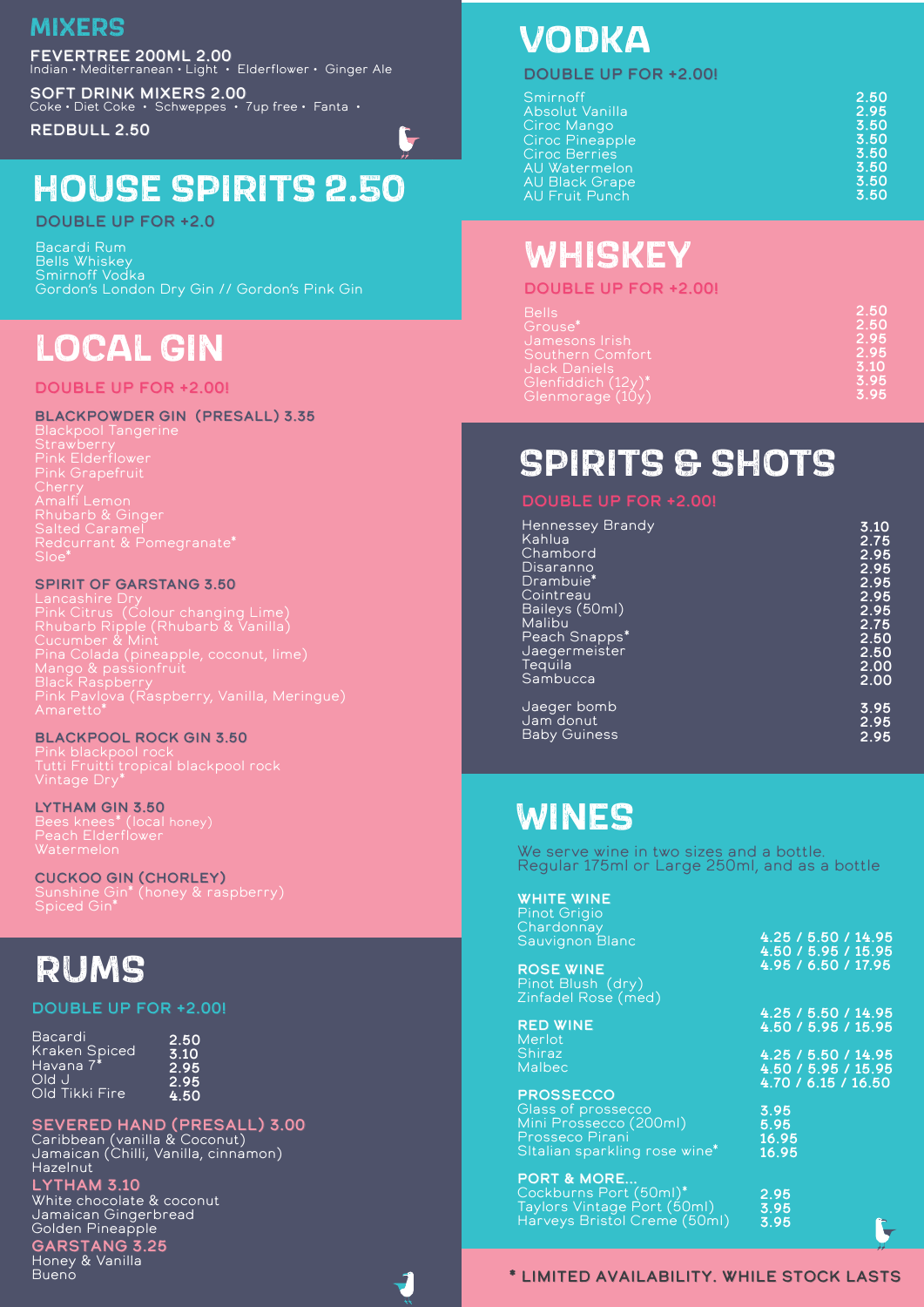## MIXERS

**FEVERTREE 200ML 2.00**
Indian • Mediterranean • Light • Elderflower • Ginger Ale

**SOFT DRINK MIXERS 2.00**
Coke • Diet Coke • Schweppes • 7up free • Fanta •

**REDBULL 2.50**

# HOUSE SPIRITS 2.50

**DOUBLE UP FOR +2.0**

Bacardi Rum
Bells Whiskey
Smirnoff Vodka
Gordon's London Dry Gin // Gordon's Pink Gin

# LOCAL GIN

**DOUBLE UP FOR +2.00!**

**BLACKPOWDER GIN (PRESALL) 3.35**
Blackpool Tangerine
Strawberry
Pink Elderflower
Pink Grapefruit
Cherry
Amalfi Lemon
Rhubarb & Ginger
Salted Caramel
Redcurrant & Pomegranate*
Sloe*

**SPIRIT OF GARSTANG 3.50**
Lancashire Dry
Pink Citrus (Colour changing Lime)
Rhubarb Ripple (Rhubarb & Vanilla)
Cucumber & Mint
Pina Colada (pineapple, coconut, lime)
Mango & passionfruit
Black Raspberry
Pink Pavlova (Raspberry, Vanilla, Meringue)
Amaretto*

**BLACKPOOL ROCK GIN 3.50**
Pink blackpool rock
Tutti Fruitti tropical blackpool rock
Vintage Dry*

**LYTHAM GIN 3.50**
Bees knees* (local honey)
Peach Elderflower
Watermelon

**CUCKOO GIN (CHORLEY)**
Sunshine Gin* (honey & raspberry)
Spiced Gin*

# RUMS

**DOUBLE UP FOR +2.00!**

| | |
|---|---|
| Bacardi | 2.50 |
| Kraken Spiced | 3.10 |
| Havana 7* | 2.95 |
| Old J | 2.95 |
| Old Tikki Fire | 4.50 |

**SEVERED HAND (PRESALL) 3.00**
Caribbean (vanilla & Coconut)
Jamaican (Chilli, Vanilla, cinnamon)
Hazelnut

**LYTHAM 3.10**
White chocolate & coconut
Jamaican Gingerbread
Golden Pineapple

**GARSTANG 3.25**
Honey & Vanilla
Bueno

# VODKA

**DOUBLE UP FOR +2.00!**

| | |
|---|---|
| Smirnoff | 2.50 |
| Absolut Vanilla | 2.95 |
| Ciroc Mango | 3.50 |
| Ciroc Pineapple | 3.50 |
| Ciroc Berries | 3.50 |
| AU Watermelon | 3.50 |
| AU Black Grape | 3.50 |
| AU Fruit Punch | 3.50 |

# WHISKEY

**DOUBLE UP FOR +2.00!**

| | |
|---|---|
| Bells | 2.50 |
| Grouse* | 2.50 |
| Jamesons Irish | 2.95 |
| Southern Comfort | 2.95 |
| Jack Daniels | 3.10 |
| Glenfiddich (12y)* | 3.95 |
| Glenmorage (10y) | 3.95 |

# SPIRITS & SHOTS

**DOUBLE UP FOR +2.00!**

| | |
|---|---|
| Hennessey Brandy | 3.10 |
| Kahlua | 2.75 |
| Chambord | 2.95 |
| Disaranno | 2.95 |
| Drambuie* | 2.95 |
| Cointreau | 2.95 |
| Baileys (50ml) | 2.95 |
| Malibu | 2.75 |
| Peach Snapps* | 2.50 |
| Jaegermeister | 2.50 |
| Tequila | 2.00 |
| Sambucca | 2.00 |
| Jaeger bomb | 3.95 |
| Jam donut | 2.95 |
| Baby Guiness | 2.95 |

# WINES

We serve wine in two sizes and a bottle.
Regular 175ml or Large 250ml, and as a bottle

**WHITE WINE**

| | |
|---|---|
| Pinot Grigio | 4.25 / 5.50 / 14.95 |
| Chardonnay | 4.50 / 5.95 / 15.95 |
| Sauvignon Blanc | 4.95 / 6.50 / 17.95 |

**ROSE WINE**

| | |
|---|---|
| Pinot Blush (dry) | 4.25 / 5.50 / 14.95 |
| Zinfadel Rose (med) | 4.50 / 5.95 / 15.95 |

**RED WINE**

| | |
|---|---|
| Merlot | 4.25 / 5.50 / 14.95 |
| Shiraz | 4.50 / 5.95 / 15.95 |
| Malbec | 4.70 / 6.15 / 16.50 |

**PROSSECCO**

| | |
|---|---|
| Glass of prossecco | 3.95 |
| Mini Prossecco (200ml) | 5.95 |
| Prosseco Pirani | 16.95 |
| SItalian sparkling rose wine* | 16.95 |

**PORT & MORE...**

| | |
|---|---|
| Cockburns Port (50ml)* | 2.95 |
| Taylors Vintage Port (50ml) | 3.95 |
| Harveys Bristol Creme (50ml) | 3.95 |

**\* LIMITED AVAILABILITY. WHILE STOCK LASTS**